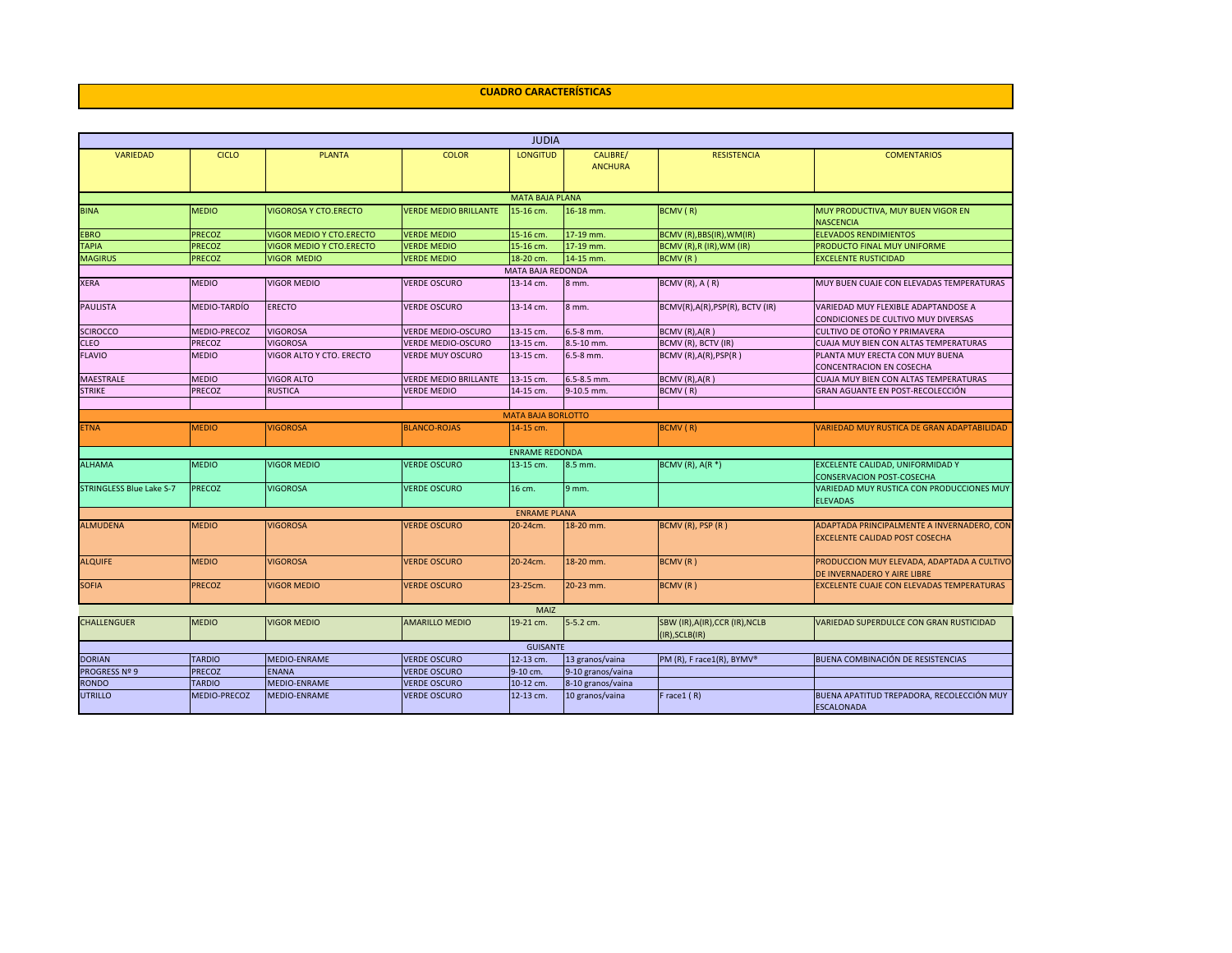# CUADRO CARACTERÍSTICAS

| VARIEDAD | CICLO | PLANTA | COLOR | LONGITUD | CALIBRE/ ANCHURA | RESISTENCIA | COMENTARIOS |
|---|---|---|---|---|---|---|---|
| **JUDIA** | | | | | | | |
| **MATA BAJA PLANA** | | | | | | | |
| BINA | MEDIO | VIGOROSA Y CTO.ERECTO | VERDE MEDIO BRILLANTE | 15-16 cm. | 16-18 mm. | BCMV ( R) | MUY PRODUCTIVA, MUY BUEN VIGOR EN NASCENCIA |
| EBRO | PRECOZ | VIGOR MEDIO Y CTO.ERECTO | VERDE MEDIO | 15-16 cm. | 17-19 mm. | BCMV (R),BBS(IR),WM(IR) | ELEVADOS RENDIMIENTOS |
| TAPIA | PRECOZ | VIGOR MEDIO Y CTO.ERECTO | VERDE MEDIO | 15-16 cm. | 17-19 mm. | BCMV (R),R (IR),WM (IR) | PRODUCTO FINAL MUY UNIFORME |
| MAGIRUS | PRECOZ | VIGOR MEDIO | VERDE MEDIO | 18-20 cm. | 14-15 mm. | BCMV (R ) | EXCELENTE RUSTICIDAD |
| **MATA BAJA REDONDA** | | | | | | | |
| XERA | MEDIO | VIGOR MEDIO | VERDE OSCURO | 13-14 cm. | 8 mm. | BCMV (R), A ( R) | MUY BUEN CUAJE CON ELEVADAS TEMPERATURAS |
| PAULISTA | MEDIO-TARDÍO | ERECTO | VERDE OSCURO | 13-14 cm. | 8 mm. | BCMV(R),A(R),PSP(R), BCTV (IR) | VARIEDAD MUY FLEXIBLE ADAPTANDOSE A CONDICIONES DE CULTIVO MUY DIVERSAS |
| SCIROCCO | MEDIO-PRECOZ | VIGOROSA | VERDE MEDIO-OSCURO | 13-15 cm. | 6.5-8 mm. | BCMV (R),A(R ) | CULTIVO DE OTOÑO Y PRIMAVERA |
| CLEO | PRECOZ | VIGOROSA | VERDE MEDIO-OSCURO | 13-15 cm. | 8.5-10 mm. | BCMV (R), BCTV (IR) | CUAJA MUY BIEN CON ALTAS TEMPERATURAS |
| FLAVIO | MEDIO | VIGOR ALTO Y CTO. ERECTO | VERDE MUY OSCURO | 13-15 cm. | 6.5-8 mm. | BCMV (R),A(R),PSP(R ) | PLANTA MUY ERECTA CON MUY BUENA CONCENTRACION EN COSECHA |
| MAESTRALE | MEDIO | VIGOR ALTO | VERDE MEDIO BRILLANTE | 13-15 cm. | 6.5-8.5 mm. | BCMV (R),A(R ) | CUAJA MUY BIEN CON ALTAS TEMPERATURAS |
| STRIKE | PRECOZ | RUSTICA | VERDE MEDIO | 14-15 cm. | 9-10.5 mm. | BCMV ( R) | GRAN AGUANTE EN POST-RECOLECCIÓN |
| **MATA BAJA BORLOTTO** | | | | | | | |
| ETNA | MEDIO | VIGOROSA | BLANCO-ROJAS | 14-15 cm. | | BCMV ( R) | VARIEDAD MUY RUSTICA DE GRAN ADAPTABILIDAD |
| **ENRAME REDONDA** | | | | | | | |
| ALHAMA | MEDIO | VIGOR MEDIO | VERDE OSCURO | 13-15 cm. | 8.5 mm. | BCMV (R), A(R *) | EXCELENTE CALIDAD, UNIFORMIDAD Y CONSERVACION POST-COSECHA |
| STRINGLESS Blue Lake S-7 | PRECOZ | VIGOROSA | VERDE OSCURO | 16 cm. | 9 mm. | | VARIEDAD MUY RUSTICA CON PRODUCCIONES MUY ELEVADAS |
| **ENRAME PLANA** | | | | | | | |
| ALMUDENA | MEDIO | VIGOROSA | VERDE OSCURO | 20-24cm. | 18-20 mm. | BCMV (R), PSP (R ) | ADAPTADA PRINCIPALMENTE A INVERNADERO, CON EXCELENTE CALIDAD POST COSECHA |
| ALQUIFE | MEDIO | VIGOROSA | VERDE OSCURO | 20-24cm. | 18-20 mm. | BCMV (R ) | PRODUCCION MUY ELEVADA, ADAPTADA A CULTIVO DE INVERNADERO Y AIRE LIBRE |
| SOFIA | PRECOZ | VIGOR MEDIO | VERDE OSCURO | 23-25cm. | 20-23 mm. | BCMV (R ) | EXCELENTE CUAJE CON ELEVADAS TEMPERATURAS |
| **MAIZ** | | | | | | | |
| CHALLENGUER | MEDIO | VIGOR MEDIO | AMARILLO MEDIO | 19-21 cm. | 5-5.2 cm. | SBW (IR),A(IR),CCR (IR),NCLB (IR),SCLB(IR) | VARIEDAD SUPERDULCE CON GRAN RUSTICIDAD |
| **GUISANTE** | | | | | | | |
| DORIAN | TARDIO | MEDIO-ENRAME | VERDE OSCURO | 12-13 cm. | 13 granos/vaina | PM (R), F race1(R), BYMV® | BUENA COMBINACIÓN DE RESISTENCIAS |
| PROGRESS Nº 9 | PRECOZ | ENANA | VERDE OSCURO | 9-10 cm. | 9-10 granos/vaina | | |
| RONDO | TARDIO | MEDIO-ENRAME | VERDE OSCURO | 10-12 cm. | 8-10 granos/vaina | | |
| UTRILLO | MEDIO-PRECOZ | MEDIO-ENRAME | VERDE OSCURO | 12-13 cm. | 10 granos/vaina | F race1 ( R) | BUENA APATITUD TREPADORA, RECOLECCIÓN MUY ESCALONADA |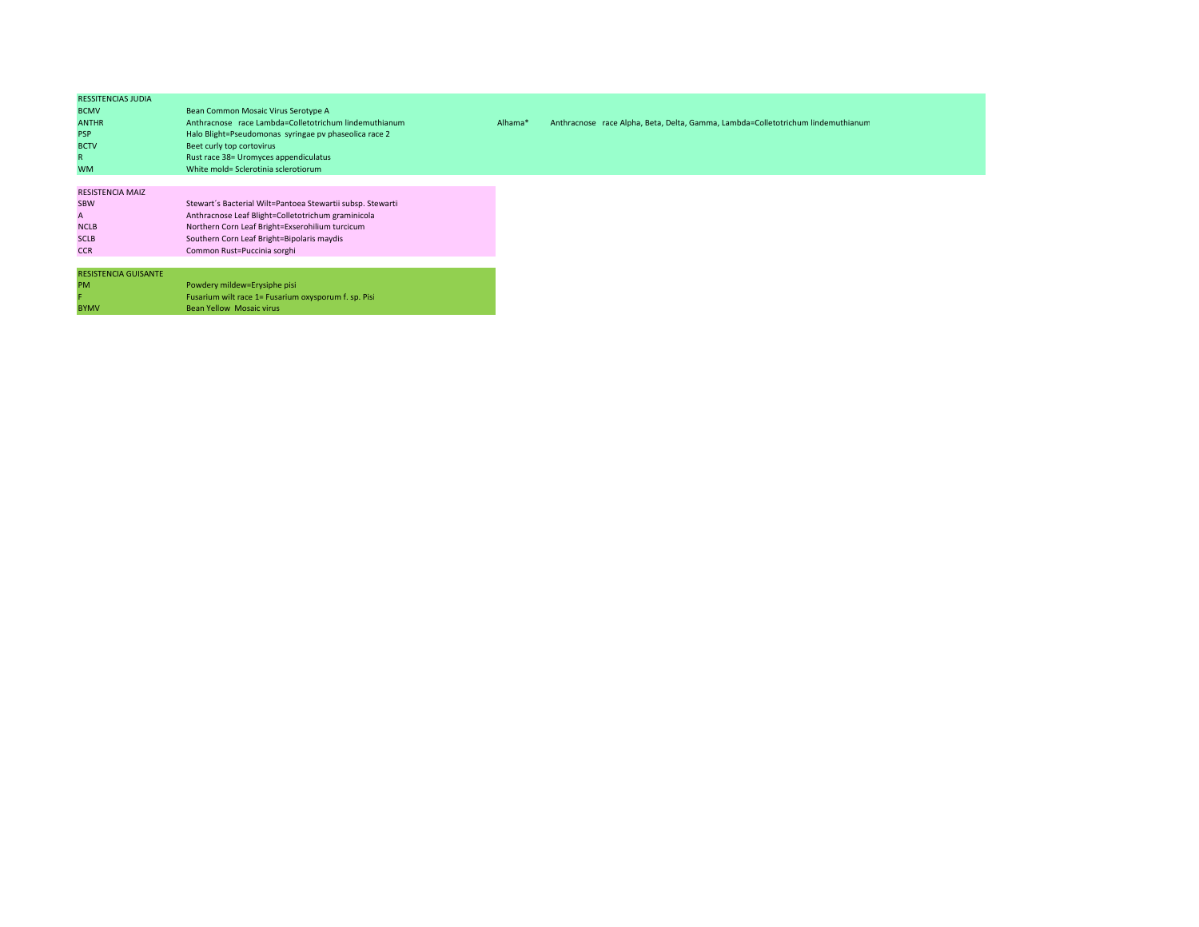| RESSITENCIAS JUDIA | | | |
| --- | --- | --- | --- |
| BCMV | Bean Common Mosaic Virus Serotype A | | |
| ANTHR | Anthracnose race Lambda=Colletotrichum lindemuthianum | Alhama* | Anthracnose race Alpha, Beta, Delta, Gamma, Lambda=Colletotrichum lindemuthianum |
| PSP | Halo Blight=Pseudomonas syringae pv phaseolica race 2 | | |
| BCTV | Beet curly top cortovirus | | |
| R | Rust race 38= Uromyces appendiculatus | | |
| WM | White mold= Sclerotinia sclerotiorum | | |

| RESISTENCIA MAIZ | |
| --- | --- |
| SBW | Stewart´s Bacterial Wilt=Pantoea Stewartii subsp. Stewarti |
| A | Anthracnose Leaf Blight=Colletotrichum graminicola |
| NCLB | Northern Corn Leaf Bright=Exserohilium turcicum |
| SCLB | Southern Corn Leaf Bright=Bipolaris maydis |
| CCR | Common Rust=Puccinia sorghi |

| RESISTENCIA GUISANTE | |
| --- | --- |
| PM | Powdery mildew=Erysiphe pisi |
| F | Fusarium wilt race 1= Fusarium oxysporum f. sp. Pisi |
| BYMV | Bean Yellow Mosaic virus |